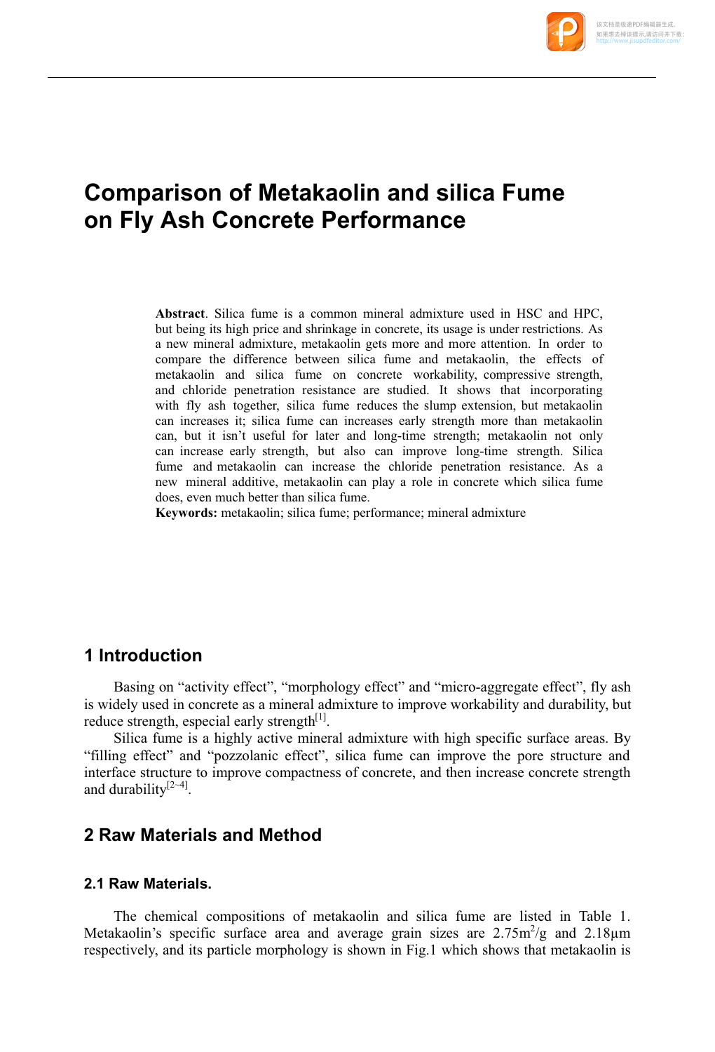# Comparison of Metakaolin and silica Fume on Fly Ash Concrete Performance

**Abstract**. Silica fume is a common mineral admixture used in HSC and HPC, but being its high price and shrinkage in concrete, its usage is under restrictions. As a new mineral admixture, metakaolin gets more and more attention. In order to compare the difference between silica fume and metakaolin, the effects of metakaolin and silica fume on concrete workability, compressive strength, and chloride penetration resistance are studied. It shows that incorporating with fly ash together, silica fume reduces the slump extension, but metakaolin can increases it; silica fume can increases early strength more than metakaolin can, but it isn't useful for later and long-time strength; metakaolin not only can increase early strength, but also can improve long-time strength. Silica fume and metakaolin can increase the chloride penetration resistance. As a new mineral additive, metakaolin can play a role in concrete which silica fume does, even much better than silica fume.

**Keywords:** metakaolin; silica fume; performance; mineral admixture

## 1 Introduction

Basing on "activity effect", "morphology effect" and "micro-aggregate effect", fly ash is widely used in concrete as a mineral admixture to improve workability and durability, but reduce strength, especial early strength[1].

Silica fume is a highly active mineral admixture with high specific surface areas. By "filling effect" and "pozzolanic effect", silica fume can improve the pore structure and interface structure to improve compactness of concrete, and then increase concrete strength and durability[2~4].

## 2 Raw Materials and Method

### 2.1 Raw Materials.

The chemical compositions of metakaolin and silica fume are listed in Table 1. Metakaolin's specific surface area and average grain sizes are $2.75m^2/g$ and 2.18μm respectively, and its particle morphology is shown in Fig.1 which shows that metakaolin is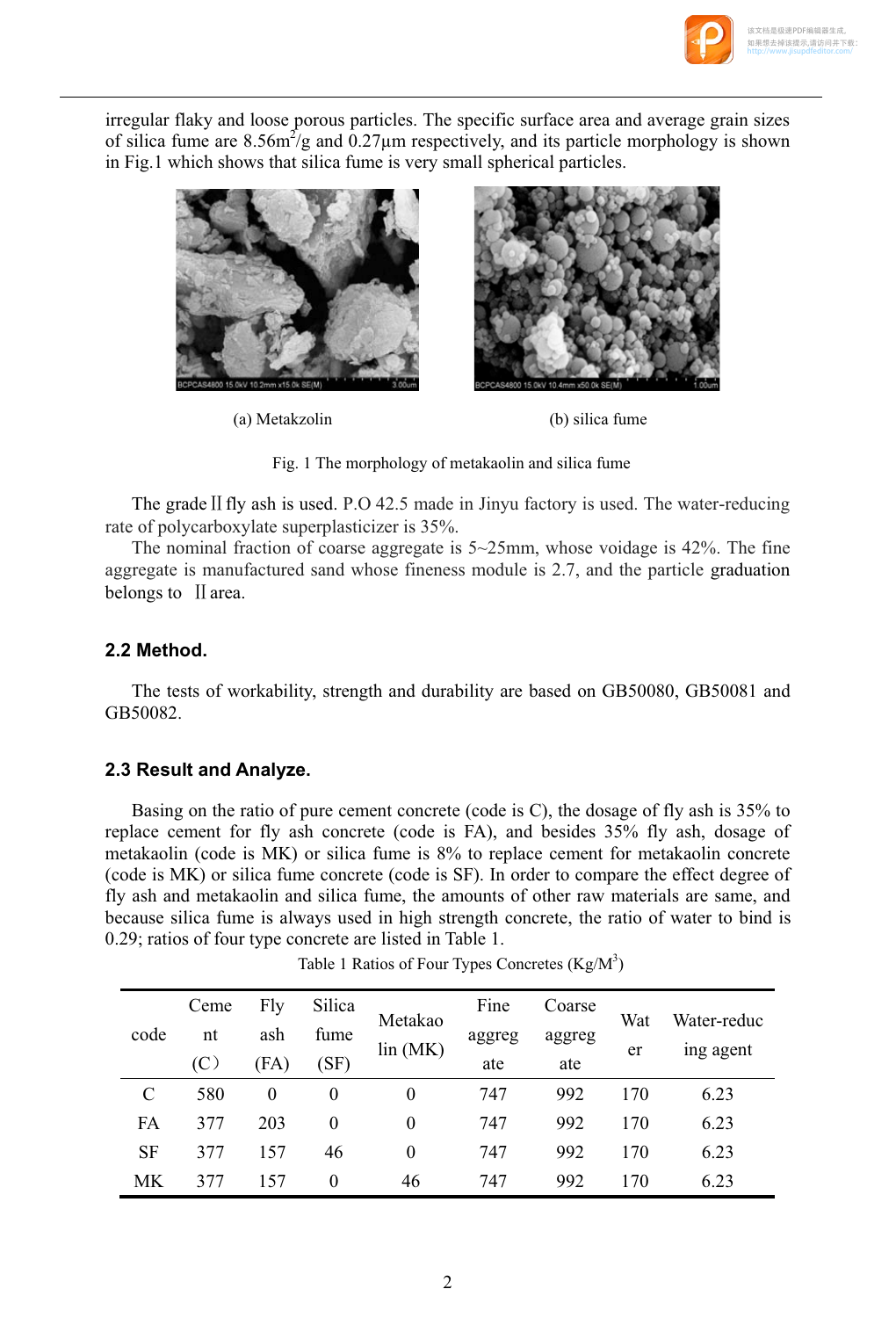irregular flaky and loose porous particles. The specific surface area and average grain sizes of silica fume are 8.56$m^2$/g and 0.27μm respectively, and its particle morphology is shown in Fig.1 which shows that silica fume is very small spherical particles.

(a) Metakzolin

(b) silica fume

Fig. 1 The morphology of metakaolin and silica fume

The grade Ⅱ fly ash is used. P.O 42.5 made in Jinyu factory is used. The water-reducing rate of polycarboxylate superplasticizer is 35%.

The nominal fraction of coarse aggregate is 5~25mm, whose voidage is 42%. The fine aggregate is manufactured sand whose fineness module is 2.7, and the particle graduation belongs to Ⅱ area.

## 2.2 Method.

The tests of workability, strength and durability are based on GB50080, GB50081 and GB50082.

## 2.3 Result and Analyze.

Basing on the ratio of pure cement concrete (code is C), the dosage of fly ash is 35% to replace cement for fly ash concrete (code is FA), and besides 35% fly ash, dosage of metakaolin (code is MK) or silica fume is 8% to replace cement for metakaolin concrete (code is MK) or silica fume concrete (code is SF). In order to compare the effect degree of fly ash and metakaolin and silica fume, the amounts of other raw materials are same, and because silica fume is always used in high strength concrete, the ratio of water to bind is 0.29; ratios of four type concrete are listed in Table 1.

Table 1 Ratios of Four Types Concretes (Kg/$M^3$)

| code | Cement (C） | Fly ash (FA) | Silica fume (SF) | Metakaolin (MK) | Fine aggregate | Coarse aggregate | Water | Water-reducing agent |
|---|---|---|---|---|---|---|---|---|
| C | 580 | 0 | 0 | 0 | 747 | 992 | 170 | 6.23 |
| FA | 377 | 203 | 0 | 0 | 747 | 992 | 170 | 6.23 |
| SF | 377 | 157 | 46 | 0 | 747 | 992 | 170 | 6.23 |
| MK | 377 | 157 | 0 | 46 | 747 | 992 | 170 | 6.23 |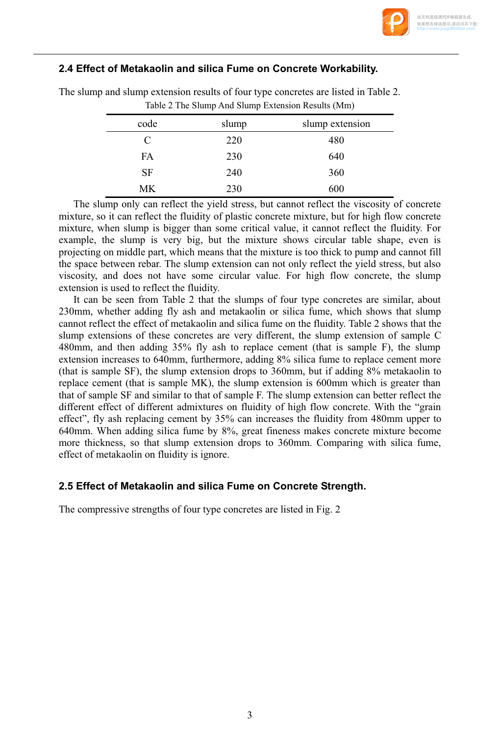### 2.4 Effect of Metakaolin and silica Fume on Concrete Workability.

The slump and slump extension results of four type concretes are listed in Table 2.

Table 2 The Slump And Slump Extension Results (Mm)

| code | slump | slump extension |
|---|---|---|
| C | 220 | 480 |
| FA | 230 | 640 |
| SF | 240 | 360 |
| MK | 230 | 600 |

The slump only can reflect the yield stress, but cannot reflect the viscosity of concrete mixture, so it can reflect the fluidity of plastic concrete mixture, but for high flow concrete mixture, when slump is bigger than some critical value, it cannot reflect the fluidity. For example, the slump is very big, but the mixture shows circular table shape, even is projecting on middle part, which means that the mixture is too thick to pump and cannot fill the space between rebar. The slump extension can not only reflect the yield stress, but also viscosity, and does not have some circular value. For high flow concrete, the slump extension is used to reflect the fluidity.

It can be seen from Table 2 that the slumps of four type concretes are similar, about 230mm, whether adding fly ash and metakaolin or silica fume, which shows that slump cannot reflect the effect of metakaolin and silica fume on the fluidity. Table 2 shows that the slump extensions of these concretes are very different, the slump extension of sample C 480mm, and then adding 35% fly ash to replace cement (that is sample F), the slump extension increases to 640mm, furthermore, adding 8% silica fume to replace cement more (that is sample SF), the slump extension drops to 360mm, but if adding 8% metakaolin to replace cement (that is sample MK), the slump extension is 600mm which is greater than that of sample SF and similar to that of sample F. The slump extension can better reflect the different effect of different admixtures on fluidity of high flow concrete. With the "grain effect", fly ash replacing cement by 35% can increases the fluidity from 480mm upper to 640mm. When adding silica fume by 8%, great fineness makes concrete mixture become more thickness, so that slump extension drops to 360mm. Comparing with silica fume, effect of metakaolin on fluidity is ignore.

### 2.5 Effect of Metakaolin and silica Fume on Concrete Strength.

The compressive strengths of four type concretes are listed in Fig. 2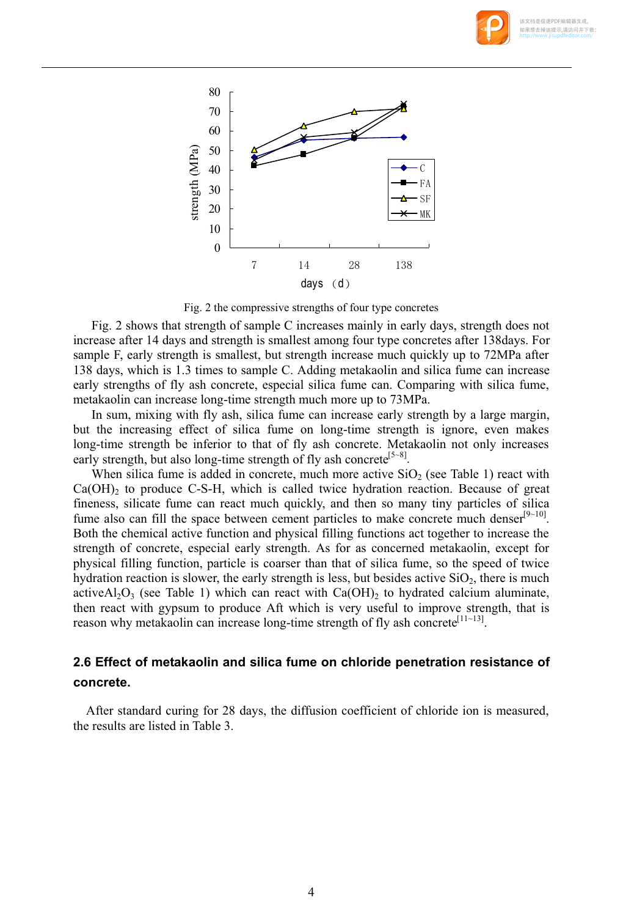Fig. 2 the compressive strengths of four type concretes

Fig. 2 shows that strength of sample C increases mainly in early days, strength does not increase after 14 days and strength is smallest among four type concretes after 138days. For sample F, early strength is smallest, but strength increase much quickly up to 72MPa after 138 days, which is 1.3 times to sample C. Adding metakaolin and silica fume can increase early strengths of fly ash concrete, especial silica fume can. Comparing with silica fume, metakaolin can increase long-time strength much more up to 73MPa.

In sum, mixing with fly ash, silica fume can increase early strength by a large margin, but the increasing effect of silica fume on long-time strength is ignore, even makes long-time strength be inferior to that of fly ash concrete. Metakaolin not only increases early strength, but also long-time strength of fly ash concrete[5~8].

When silica fume is added in concrete, much more active $SiO_2$ (see Table 1) react with $Ca(OH)_2$ to produce C-S-H, which is called twice hydration reaction. Because of great fineness, silicate fume can react much quickly, and then so many tiny particles of silica fume also can fill the space between cement particles to make concrete much denser[9~10]. Both the chemical active function and physical filling functions act together to increase the strength of concrete, especial early strength. As for as concerned metakaolin, except for physical filling function, particle is coarser than that of silica fume, so the speed of twice hydration reaction is slower, the early strength is less, but besides active $SiO_2$, there is much active$Al_2O_3$ (see Table 1) which can react with $Ca(OH)_2$ to hydrated calcium aluminate, then react with gypsum to produce Aft which is very useful to improve strength, that is reason why metakaolin can increase long-time strength of fly ash concrete[11~13].

### 2.6 Effect of metakaolin and silica fume on chloride penetration resistance of concrete.

After standard curing for 28 days, the diffusion coefficient of chloride ion is measured, the results are listed in Table 3.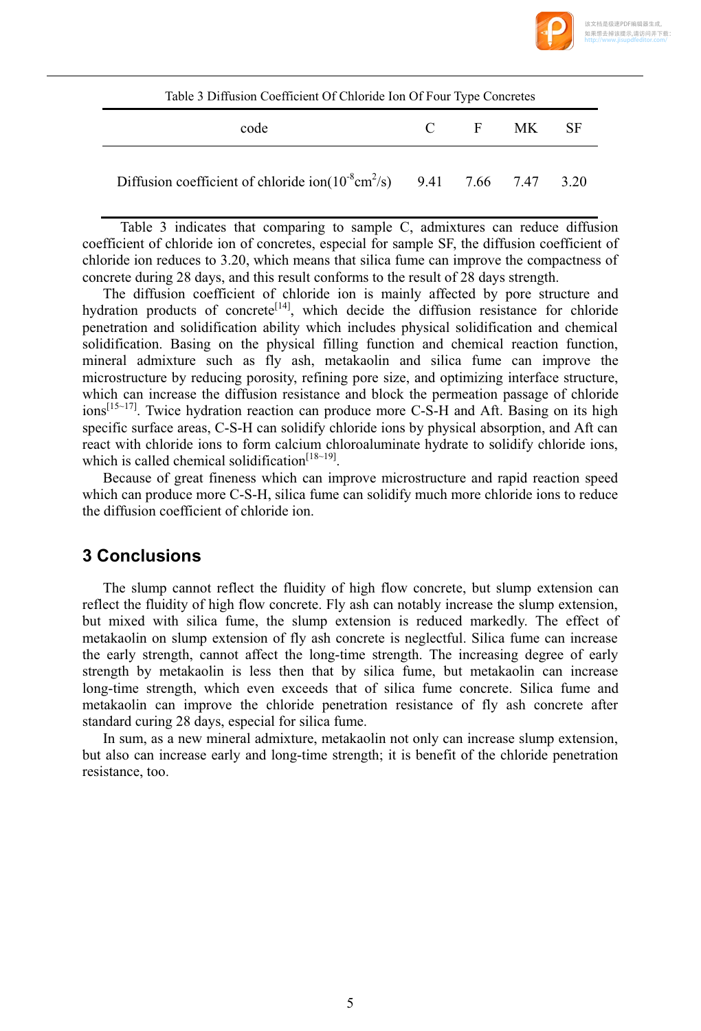Table 3 Diffusion Coefficient Of Chloride Ion Of Four Type Concretes

| code | C | F | MK | SF |
|---|---|---|---|---|
| Diffusion coefficient of chloride ion($10^{-8}cm^2/s$) | 9.41 | 7.66 | 7.47 | 3.20 |

Table 3 indicates that comparing to sample C, admixtures can reduce diffusion coefficient of chloride ion of concretes, especial for sample SF, the diffusion coefficient of chloride ion reduces to 3.20, which means that silica fume can improve the compactness of concrete during 28 days, and this result conforms to the result of 28 days strength.

The diffusion coefficient of chloride ion is mainly affected by pore structure and hydration products of concrete[14], which decide the diffusion resistance for chloride penetration and solidification ability which includes physical solidification and chemical solidification. Basing on the physical filling function and chemical reaction function, mineral admixture such as fly ash, metakaolin and silica fume can improve the microstructure by reducing porosity, refining pore size, and optimizing interface structure, which can increase the diffusion resistance and block the permeation passage of chloride ions[15~17]. Twice hydration reaction can produce more C-S-H and Aft. Basing on its high specific surface areas, C-S-H can solidify chloride ions by physical absorption, and Aft can react with chloride ions to form calcium chloroaluminate hydrate to solidify chloride ions, which is called chemical solidification[18~19].

Because of great fineness which can improve microstructure and rapid reaction speed which can produce more C-S-H, silica fume can solidify much more chloride ions to reduce the diffusion coefficient of chloride ion.

## 3 Conclusions

The slump cannot reflect the fluidity of high flow concrete, but slump extension can reflect the fluidity of high flow concrete. Fly ash can notably increase the slump extension, but mixed with silica fume, the slump extension is reduced markedly. The effect of metakaolin on slump extension of fly ash concrete is neglectful. Silica fume can increase the early strength, cannot affect the long-time strength. The increasing degree of early strength by metakaolin is less then that by silica fume, but metakaolin can increase long-time strength, which even exceeds that of silica fume concrete. Silica fume and metakaolin can improve the chloride penetration resistance of fly ash concrete after standard curing 28 days, especial for silica fume.

In sum, as a new mineral admixture, metakaolin not only can increase slump extension, but also can increase early and long-time strength; it is benefit of the chloride penetration resistance, too.